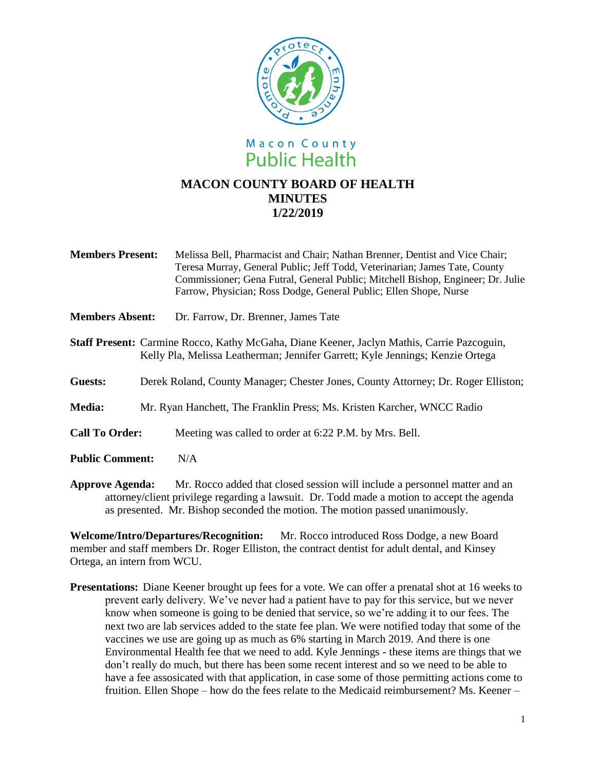Macon County
Public Health

# MACON COUNTY BOARD OF HEALTH
# MINUTES
# 1/22/2019

**Members Present:** Melissa Bell, Pharmacist and Chair; Nathan Brenner, Dentist and Vice Chair; Teresa Murray, General Public; Jeff Todd, Veterinarian; James Tate, County Commissioner; Gena Futral, General Public; Mitchell Bishop, Engineer; Dr. Julie Farrow, Physician; Ross Dodge, General Public; Ellen Shope, Nurse

**Members Absent:** Dr. Farrow, Dr. Brenner, James Tate

**Staff Present:** Carmine Rocco, Kathy McGaha, Diane Keener, Jaclyn Mathis, Carrie Pazcoguin, Kelly Pla, Melissa Leatherman; Jennifer Garrett; Kyle Jennings; Kenzie Ortega

**Guests:** Derek Roland, County Manager; Chester Jones, County Attorney; Dr. Roger Elliston;

**Media:** Mr. Ryan Hanchett, The Franklin Press; Ms. Kristen Karcher, WNCC Radio

**Call To Order:** Meeting was called to order at 6:22 P.M. by Mrs. Bell.

**Public Comment:** N/A

**Approve Agenda:** Mr. Rocco added that closed session will include a personnel matter and an attorney/client privilege regarding a lawsuit. Dr. Todd made a motion to accept the agenda as presented. Mr. Bishop seconded the motion. The motion passed unanimously.

**Welcome/Intro/Departures/Recognition:** Mr. Rocco introduced Ross Dodge, a new Board member and staff members Dr. Roger Elliston, the contract dentist for adult dental, and Kinsey Ortega, an intern from WCU.

**Presentations:** Diane Keener brought up fees for a vote. We can offer a prenatal shot at 16 weeks to prevent early delivery. We've never had a patient have to pay for this service, but we never know when someone is going to be denied that service, so we're adding it to our fees. The next two are lab services added to the state fee plan. We were notified today that some of the vaccines we use are going up as much as 6% starting in March 2019. And there is one Environmental Health fee that we need to add. Kyle Jennings - these items are things that we don't really do much, but there has been some recent interest and so we need to be able to have a fee assosicated with that application, in case some of those permitting actions come to fruition. Ellen Shope – how do the fees relate to the Medicaid reimbursement? Ms. Keener –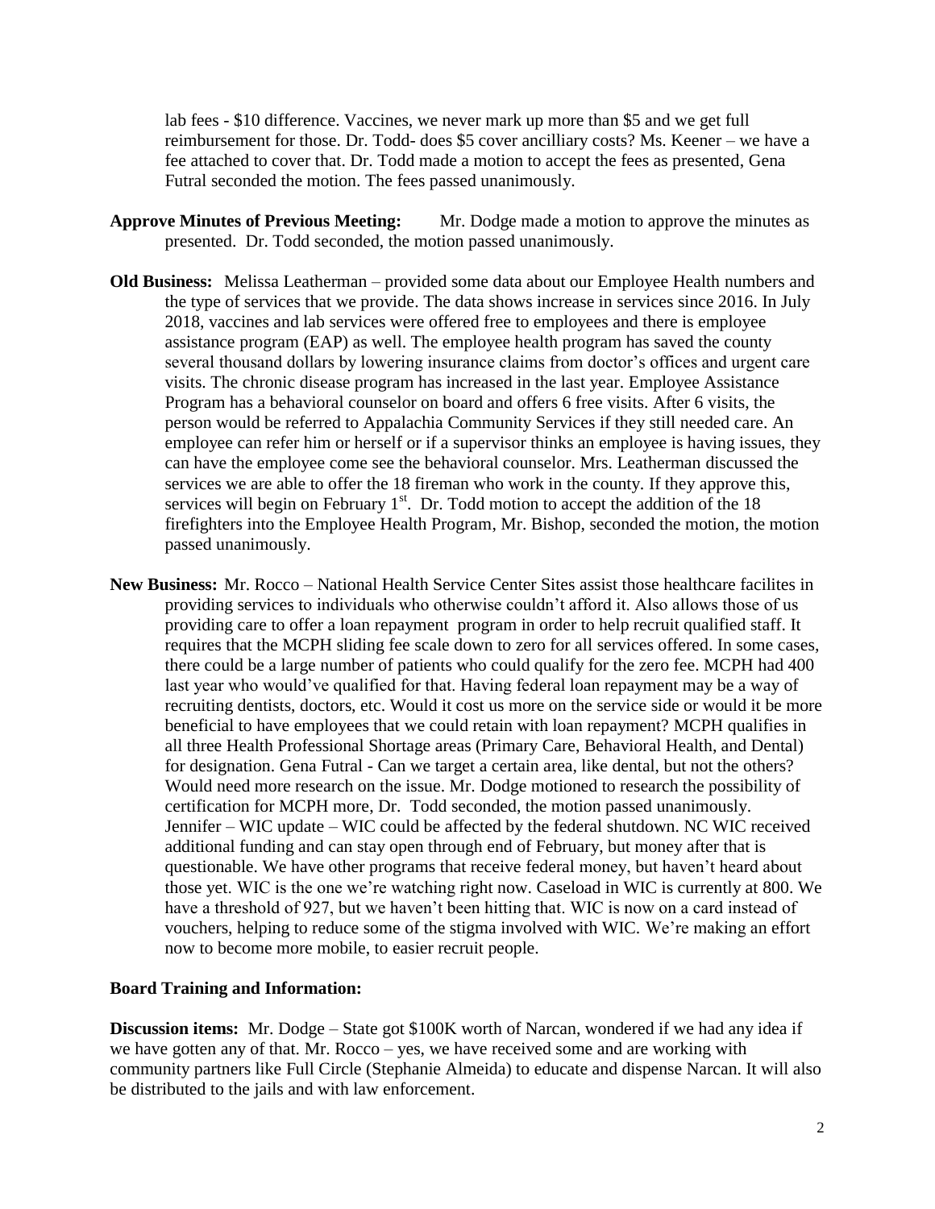lab fees - $10 difference. Vaccines, we never mark up more than $5 and we get full reimbursement for those. Dr. Todd- does $5 cover ancilliary costs? Ms. Keener – we have a fee attached to cover that. Dr. Todd made a motion to accept the fees as presented, Gena Futral seconded the motion. The fees passed unanimously.

**Approve Minutes of Previous Meeting:** Mr. Dodge made a motion to approve the minutes as presented. Dr. Todd seconded, the motion passed unanimously.

**Old Business:** Melissa Leatherman – provided some data about our Employee Health numbers and the type of services that we provide. The data shows increase in services since 2016. In July 2018, vaccines and lab services were offered free to employees and there is employee assistance program (EAP) as well. The employee health program has saved the county several thousand dollars by lowering insurance claims from doctor's offices and urgent care visits. The chronic disease program has increased in the last year. Employee Assistance Program has a behavioral counselor on board and offers 6 free visits. After 6 visits, the person would be referred to Appalachia Community Services if they still needed care. An employee can refer him or herself or if a supervisor thinks an employee is having issues, they can have the employee come see the behavioral counselor. Mrs. Leatherman discussed the services we are able to offer the 18 fireman who work in the county. If they approve this, services will begin on February 1st. Dr. Todd motion to accept the addition of the 18 firefighters into the Employee Health Program, Mr. Bishop, seconded the motion, the motion passed unanimously.

**New Business:** Mr. Rocco – National Health Service Center Sites assist those healthcare facilites in providing services to individuals who otherwise couldn't afford it. Also allows those of us providing care to offer a loan repayment program in order to help recruit qualified staff. It requires that the MCPH sliding fee scale down to zero for all services offered. In some cases, there could be a large number of patients who could qualify for the zero fee. MCPH had 400 last year who would've qualified for that. Having federal loan repayment may be a way of recruiting dentists, doctors, etc. Would it cost us more on the service side or would it be more beneficial to have employees that we could retain with loan repayment? MCPH qualifies in all three Health Professional Shortage areas (Primary Care, Behavioral Health, and Dental) for designation. Gena Futral - Can we target a certain area, like dental, but not the others? Would need more research on the issue. Mr. Dodge motioned to research the possibility of certification for MCPH more, Dr. Todd seconded, the motion passed unanimously. Jennifer – WIC update – WIC could be affected by the federal shutdown. NC WIC received additional funding and can stay open through end of February, but money after that is questionable. We have other programs that receive federal money, but haven't heard about those yet. WIC is the one we're watching right now. Caseload in WIC is currently at 800. We have a threshold of 927, but we haven't been hitting that. WIC is now on a card instead of vouchers, helping to reduce some of the stigma involved with WIC. We're making an effort now to become more mobile, to easier recruit people.

**Board Training and Information:**

**Discussion items:** Mr. Dodge – State got $100K worth of Narcan, wondered if we had any idea if we have gotten any of that. Mr. Rocco – yes, we have received some and are working with community partners like Full Circle (Stephanie Almeida) to educate and dispense Narcan. It will also be distributed to the jails and with law enforcement.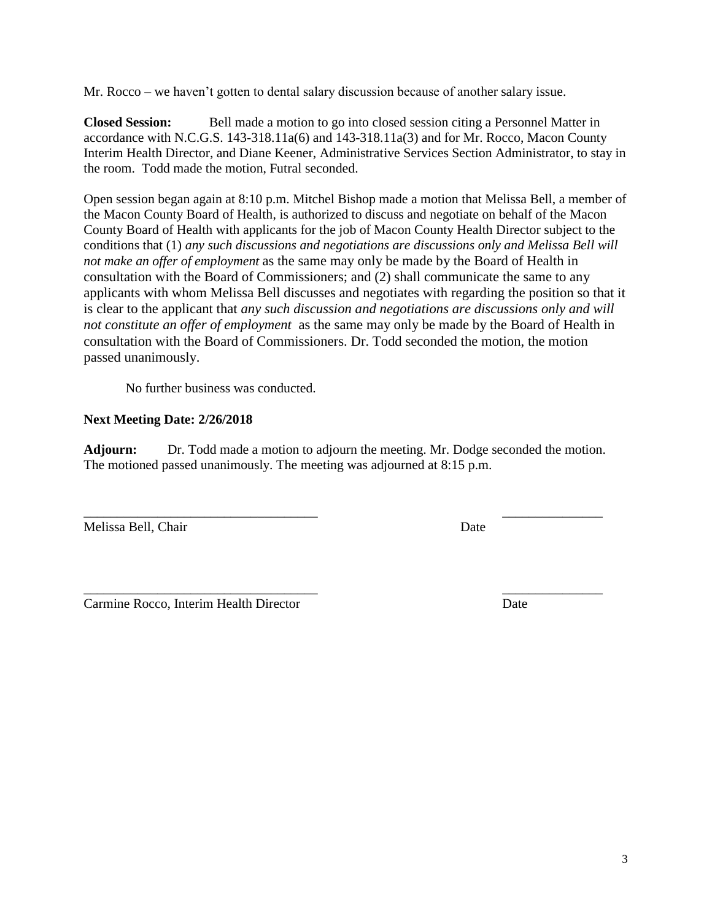Mr. Rocco – we haven't gotten to dental salary discussion because of another salary issue.

**Closed Session:** Bell made a motion to go into closed session citing a Personnel Matter in accordance with N.C.G.S. 143-318.11a(6) and 143-318.11a(3) and for Mr. Rocco, Macon County Interim Health Director, and Diane Keener, Administrative Services Section Administrator, to stay in the room. Todd made the motion, Futral seconded.

Open session began again at 8:10 p.m. Mitchel Bishop made a motion that Melissa Bell, a member of the Macon County Board of Health, is authorized to discuss and negotiate on behalf of the Macon County Board of Health with applicants for the job of Macon County Health Director subject to the conditions that (1) *any such discussions and negotiations are discussions only and Melissa Bell will not make an offer of employment* as the same may only be made by the Board of Health in consultation with the Board of Commissioners; and (2) shall communicate the same to any applicants with whom Melissa Bell discusses and negotiates with regarding the position so that it is clear to the applicant that *any such discussion and negotiations are discussions only and will not constitute an offer of employment* as the same may only be made by the Board of Health in consultation with the Board of Commissioners. Dr. Todd seconded the motion, the motion passed unanimously.

No further business was conducted.

**Next Meeting Date: 2/26/2018**

**Adjourn:** Dr. Todd made a motion to adjourn the meeting. Mr. Dodge seconded the motion. The motioned passed unanimously. The meeting was adjourned at 8:15 p.m.

___________________________________ _______________

Melissa Bell, Chair Date

___________________________________ _______________

Carmine Rocco, Interim Health Director Date